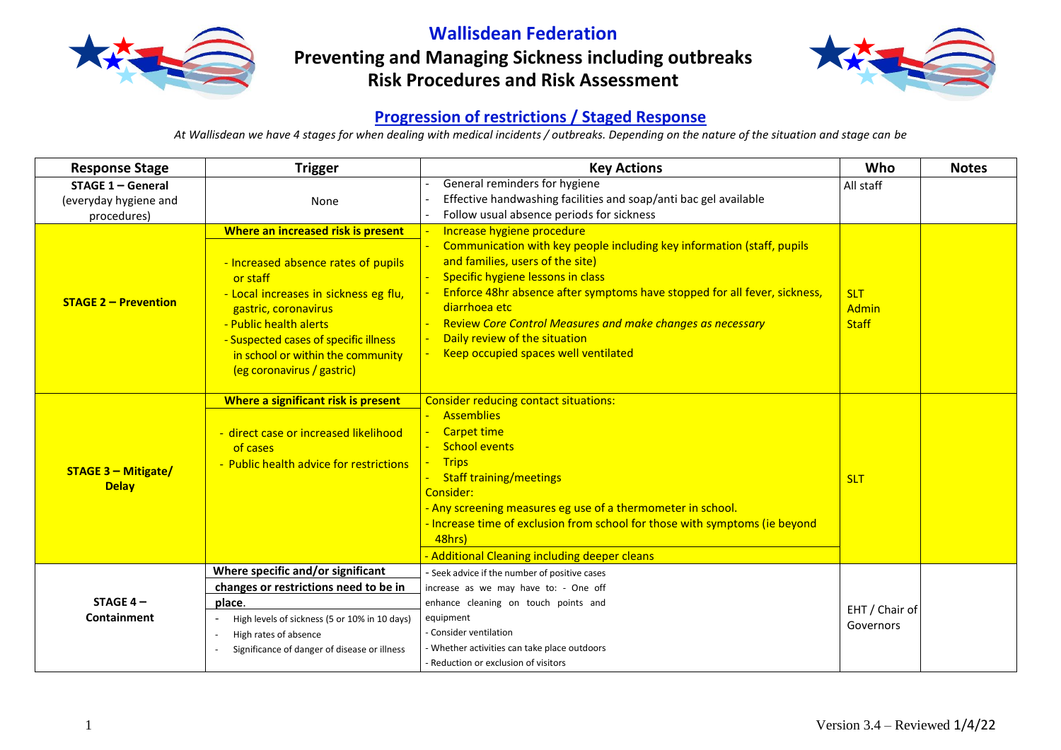# Wallisdean Federation

## Preventing and Managing Sickness including outbreaks Risk Procedures and Risk Assessment

### Progression of restrictions / Staged Response

*At Wallisdean we have 4 stages for when dealing with medical incidents / outbreaks. Depending on the nature of the situation and stage can be*

| Response Stage | Trigger | Key Actions | Who | Notes |
|---|---|---|---|---|
| **STAGE 1 – General** (everyday hygiene and procedures) | None | - General reminders for hygiene<br>- Effective handwashing facilities and soap/anti bac gel available<br>- Follow usual absence periods for sickness | All staff | |
| **STAGE 2 – Prevention** | **Where an increased risk is present**<br>- Increased absence rates of pupils or staff<br>- Local increases in sickness eg flu, gastric, coronavirus<br>- Public health alerts<br>- Suspected cases of specific illness in school or within the community (eg coronavirus / gastric) | - Increase hygiene procedure<br>- Communication with key people including key information (staff, pupils and families, users of the site)<br>- Specific hygiene lessons in class<br>- Enforce 48hr absence after symptoms have stopped for all fever, sickness, diarrhoea etc<br>- Review *Core Control Measures and make changes as necessary*<br>- Daily review of the situation<br>- Keep occupied spaces well ventilated | SLT<br>Admin<br>Staff | |
| **STAGE 3 – Mitigate/ Delay** | **Where a significant risk is present**<br>- direct case or increased likelihood of cases<br>- Public health advice for restrictions | Consider reducing contact situations:<br>- Assemblies<br>- Carpet time<br>- School events<br>- Trips<br>- Staff training/meetings<br>Consider:<br>- Any screening measures eg use of a thermometer in school.<br>- Increase time of exclusion from school for those with symptoms (ie beyond 48hrs)<br>- Additional Cleaning including deeper cleans | SLT | |
| **STAGE 4 – Containment** | **Where specific and/or significant changes or restrictions need to be in place.**<br>- High levels of sickness (5 or 10% in 10 days)<br>- High rates of absence<br>- Significance of danger of disease or illness | - Seek advice if the number of positive cases increase as we may have to: - One off enhance cleaning on touch points and equipment<br>- Consider ventilation<br>- Whether activities can take place outdoors<br>- Reduction or exclusion of visitors | EHT / Chair of Governors | |

Version 3.4 – Reviewed 1/4/22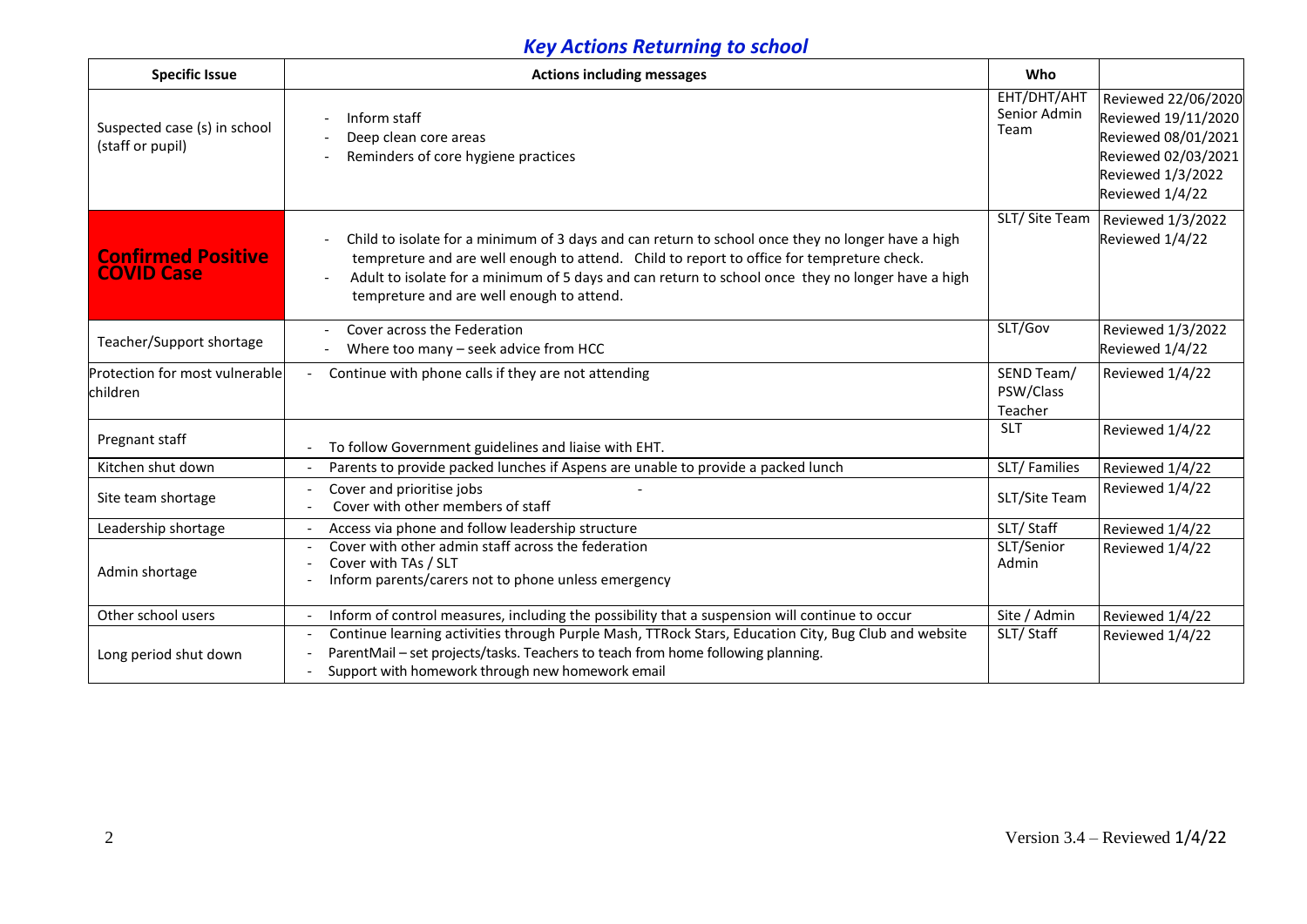## *Key Actions Returning to school*

| Specific Issue | Actions including messages | Who | |
|---|---|---|---|
| Suspected case (s) in school (staff or pupil) | - Inform staff<br>- Deep clean core areas<br>- Reminders of core hygiene practices | EHT/DHT/AHT Senior Admin Team | Reviewed 22/06/2020<br>Reviewed 19/11/2020<br>Reviewed 08/01/2021<br>Reviewed 02/03/2021<br>Reviewed 1/3/2022<br>Reviewed 1/4/22 |
| **Confirmed Positive COVID Case** | - Child to isolate for a minimum of 3 days and can return to school once they no longer have a high tempreture and are well enough to attend. Child to report to office for tempreture check.<br>- Adult to isolate for a minimum of 5 days and can return to school once they no longer have a high tempreture and are well enough to attend. | SLT/ Site Team | Reviewed 1/3/2022<br>Reviewed 1/4/22 |
| Teacher/Support shortage | - Cover across the Federation<br>- Where too many – seek advice from HCC | SLT/Gov | Reviewed 1/3/2022<br>Reviewed 1/4/22 |
| Protection for most vulnerable children | - Continue with phone calls if they are not attending | SEND Team/ PSW/Class Teacher | Reviewed 1/4/22 |
| Pregnant staff | - To follow Government guidelines and liaise with EHT. | SLT | Reviewed 1/4/22 |
| Kitchen shut down | - Parents to provide packed lunches if Aspens are unable to provide a packed lunch | SLT/ Families | Reviewed 1/4/22 |
| Site team shortage | - Cover and prioritise jobs -<br>- Cover with other members of staff | SLT/Site Team | Reviewed 1/4/22 |
| Leadership shortage | - Access via phone and follow leadership structure | SLT/ Staff | Reviewed 1/4/22 |
| Admin shortage | - Cover with other admin staff across the federation<br>- Cover with TAs / SLT<br>- Inform parents/carers not to phone unless emergency | SLT/Senior Admin | Reviewed 1/4/22 |
| Other school users | - Inform of control measures, including the possibility that a suspension will continue to occur | Site / Admin | Reviewed 1/4/22 |
| Long period shut down | - Continue learning activities through Purple Mash, TTRock Stars, Education City, Bug Club and website<br>- ParentMail – set projects/tasks. Teachers to teach from home following planning.<br>- Support with homework through new homework email | SLT/ Staff | Reviewed 1/4/22 |

Version 3.4 – Reviewed 1/4/22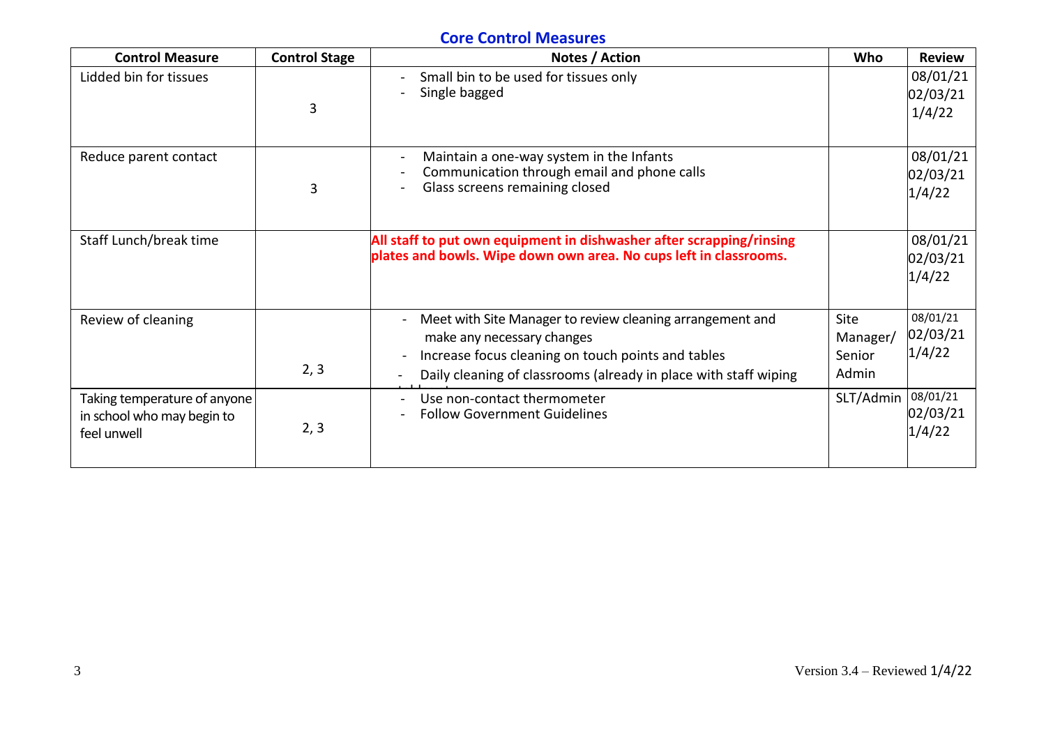## Core Control Measures

| Control Measure | Control Stage | Notes / Action | Who | Review |
|---|---|---|---|---|
| Lidded bin for tissues | 3 | - Small bin to be used for tissues only<br>- Single bagged | | 08/01/21<br>02/03/21<br>1/4/22 |
| Reduce parent contact | 3 | - Maintain a one-way system in the Infants<br>- Communication through email and phone calls<br>- Glass screens remaining closed | | 08/01/21<br>02/03/21<br>1/4/22 |
| Staff Lunch/break time | | **All staff to put own equipment in dishwasher after scrapping/rinsing plates and bowls. Wipe down own area. No cups left in classrooms.** | | 08/01/21<br>02/03/21<br>1/4/22 |
| Review of cleaning | 2, 3 | - Meet with Site Manager to review cleaning arrangement and make any necessary changes<br>- Increase focus cleaning on touch points and tables<br>- Daily cleaning of classrooms (already in place with staff wiping | Site Manager/ Senior Admin | 08/01/21<br>02/03/21<br>1/4/22 |
| Taking temperature of anyone in school who may begin to feel unwell | 2, 3 | - Use non-contact thermometer<br>- Follow Government Guidelines | SLT/Admin | 08/01/21<br>02/03/21<br>1/4/22 |

Version 3.4 – Reviewed 1/4/22